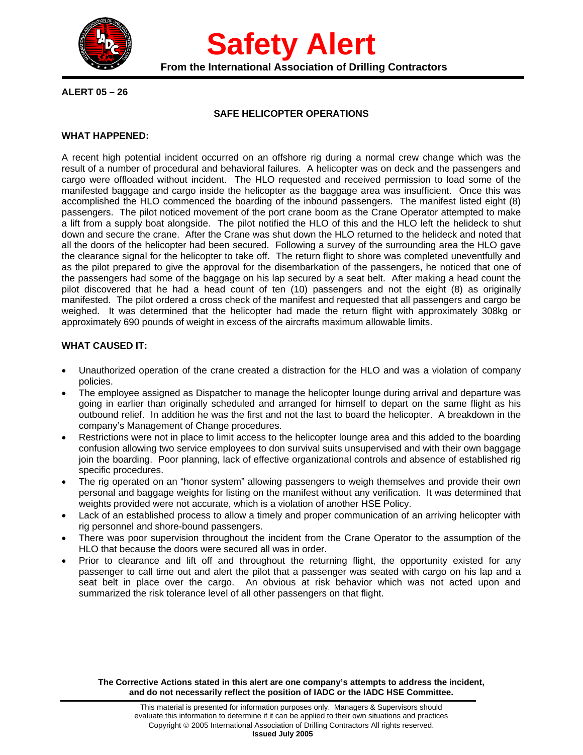# Safety Alert

**From the International Association of Drilling Contractors**

**ALERT 05 – 26**

## SAFE HELICOPTER OPERATIONS

### WHAT HAPPENED:

A recent high potential incident occurred on an offshore rig during a normal crew change which was the result of a number of procedural and behavioral failures. A helicopter was on deck and the passengers and cargo were offloaded without incident. The HLO requested and received permission to load some of the manifested baggage and cargo inside the helicopter as the baggage area was insufficient. Once this was accomplished the HLO commenced the boarding of the inbound passengers. The manifest listed eight (8) passengers. The pilot noticed movement of the port crane boom as the Crane Operator attempted to make a lift from a supply boat alongside. The pilot notified the HLO of this and the HLO left the helideck to shut down and secure the crane. After the Crane was shut down the HLO returned to the helideck and noted that all the doors of the helicopter had been secured. Following a survey of the surrounding area the HLO gave the clearance signal for the helicopter to take off. The return flight to shore was completed uneventfully and as the pilot prepared to give the approval for the disembarkation of the passengers, he noticed that one of the passengers had some of the baggage on his lap secured by a seat belt. After making a head count the pilot discovered that he had a head count of ten (10) passengers and not the eight (8) as originally manifested. The pilot ordered a cross check of the manifest and requested that all passengers and cargo be weighed. It was determined that the helicopter had made the return flight with approximately 308kg or approximately 690 pounds of weight in excess of the aircrafts maximum allowable limits.

### WHAT CAUSED IT:

- Unauthorized operation of the crane created a distraction for the HLO and was a violation of company policies.
- The employee assigned as Dispatcher to manage the helicopter lounge during arrival and departure was going in earlier than originally scheduled and arranged for himself to depart on the same flight as his outbound relief. In addition he was the first and not the last to board the helicopter. A breakdown in the company's Management of Change procedures.
- Restrictions were not in place to limit access to the helicopter lounge area and this added to the boarding confusion allowing two service employees to don survival suits unsupervised and with their own baggage join the boarding. Poor planning, lack of effective organizational controls and absence of established rig specific procedures.
- The rig operated on an "honor system" allowing passengers to weigh themselves and provide their own personal and baggage weights for listing on the manifest without any verification. It was determined that weights provided were not accurate, which is a violation of another HSE Policy.
- Lack of an established process to allow a timely and proper communication of an arriving helicopter with rig personnel and shore-bound passengers.
- There was poor supervision throughout the incident from the Crane Operator to the assumption of the HLO that because the doors were secured all was in order.
- Prior to clearance and lift off and throughout the returning flight, the opportunity existed for any passenger to call time out and alert the pilot that a passenger was seated with cargo on his lap and a seat belt in place over the cargo. An obvious at risk behavior which was not acted upon and summarized the risk tolerance level of all other passengers on that flight.

**The Corrective Actions stated in this alert are one company's attempts to address the incident, and do not necessarily reflect the position of IADC or the IADC HSE Committee.**

This material is presented for information purposes only. Managers & Supervisors should evaluate this information to determine if it can be applied to their own situations and practices
Copyright © 2005 International Association of Drilling Contractors All rights reserved.
**Issued July 2005**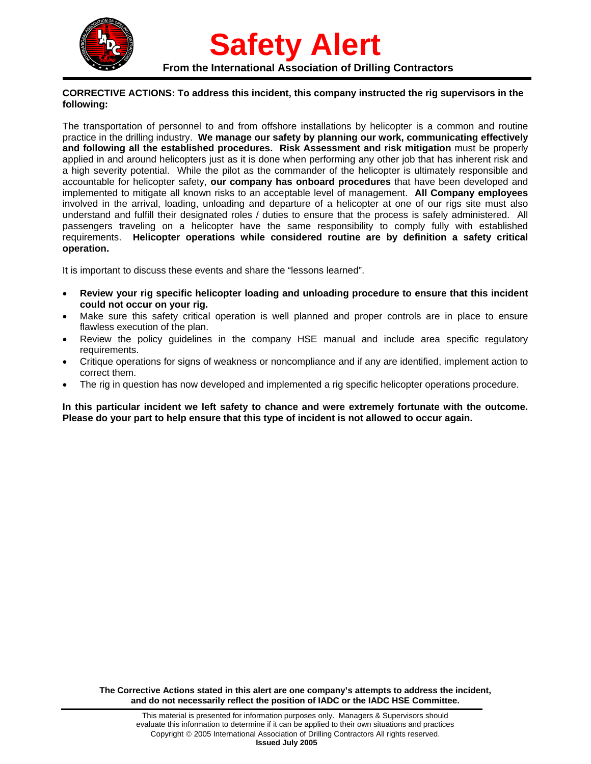# Safety Alert

**From the International Association of Drilling Contractors**

**CORRECTIVE ACTIONS: To address this incident, this company instructed the rig supervisors in the following:**

The transportation of personnel to and from offshore installations by helicopter is a common and routine practice in the drilling industry. **We manage our safety by planning our work, communicating effectively and following all the established procedures. Risk Assessment and risk mitigation** must be properly applied in and around helicopters just as it is done when performing any other job that has inherent risk and a high severity potential. While the pilot as the commander of the helicopter is ultimately responsible and accountable for helicopter safety, **our company has onboard procedures** that have been developed and implemented to mitigate all known risks to an acceptable level of management. **All Company employees** involved in the arrival, loading, unloading and departure of a helicopter at one of our rigs site must also understand and fulfill their designated roles / duties to ensure that the process is safely administered. All passengers traveling on a helicopter have the same responsibility to comply fully with established requirements. **Helicopter operations while considered routine are by definition a safety critical operation.**

It is important to discuss these events and share the "lessons learned".

- **Review your rig specific helicopter loading and unloading procedure to ensure that this incident could not occur on your rig.**
- Make sure this safety critical operation is well planned and proper controls are in place to ensure flawless execution of the plan.
- Review the policy guidelines in the company HSE manual and include area specific regulatory requirements.
- Critique operations for signs of weakness or noncompliance and if any are identified, implement action to correct them.
- The rig in question has now developed and implemented a rig specific helicopter operations procedure.

**In this particular incident we left safety to chance and were extremely fortunate with the outcome. Please do your part to help ensure that this type of incident is not allowed to occur again.**

**The Corrective Actions stated in this alert are one company's attempts to address the incident, and do not necessarily reflect the position of IADC or the IADC HSE Committee.**

This material is presented for information purposes only. Managers & Supervisors should evaluate this information to determine if it can be applied to their own situations and practices
Copyright © 2005 International Association of Drilling Contractors All rights reserved.
**Issued July 2005**